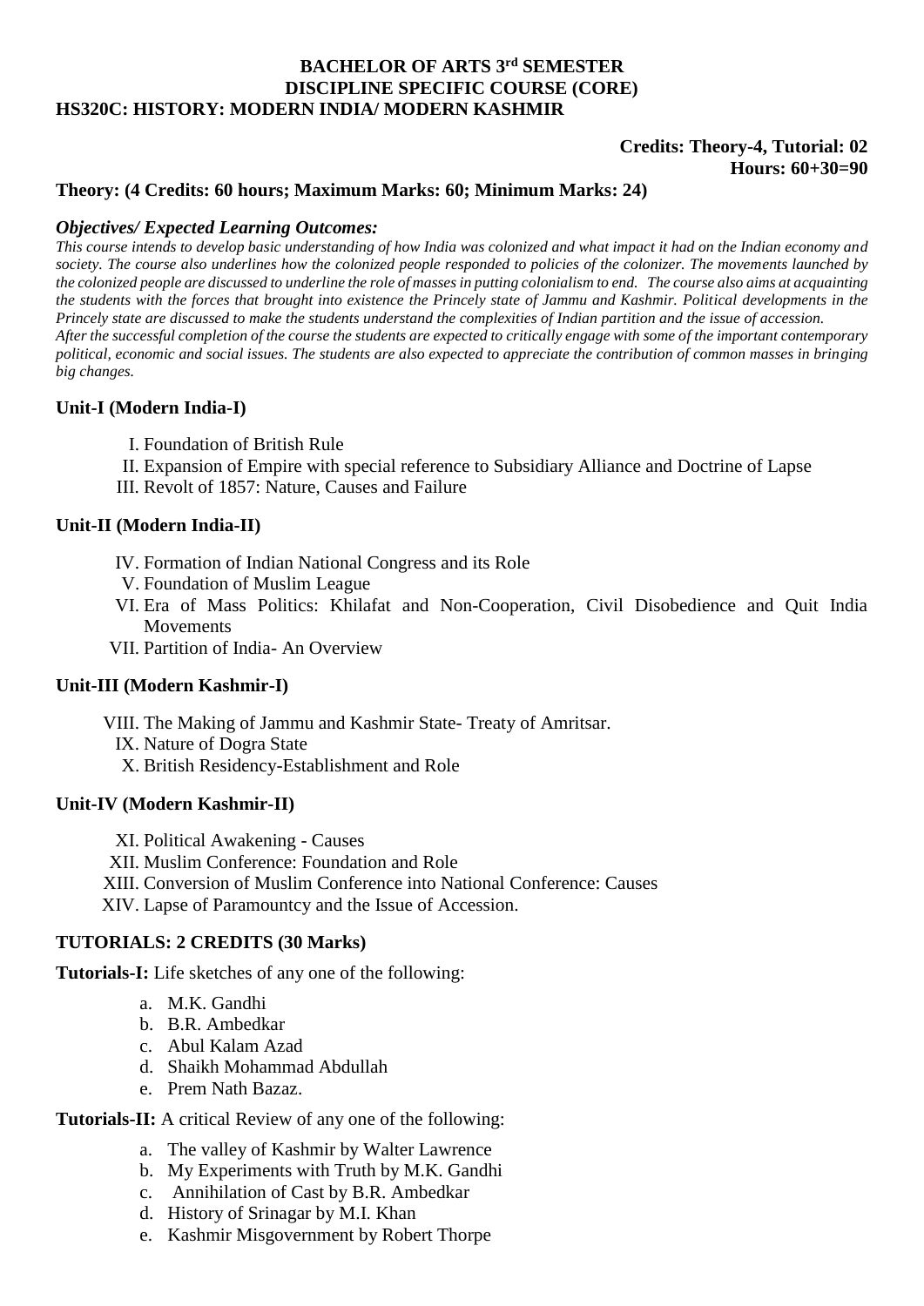**BACHELOR OF ARTS 3rd SEMESTER**
**DISCIPLINE SPECIFIC COURSE (CORE)**
**HS320C: HISTORY: MODERN INDIA/ MODERN KASHMIR**

**Credits: Theory-4, Tutorial: 02**
**Hours: 60+30=90**

**Theory: (4 Credits: 60 hours; Maximum Marks: 60; Minimum Marks: 24)**

***Objectives/ Expected Learning Outcomes:***

*This course intends to develop basic understanding of how India was colonized and what impact it had on the Indian economy and society. The course also underlines how the colonized people responded to policies of the colonizer. The movements launched by the colonized people are discussed to underline the role of masses in putting colonialism to end. The course also aims at acquainting the students with the forces that brought into existence the Princely state of Jammu and Kashmir. Political developments in the Princely state are discussed to make the students understand the complexities of Indian partition and the issue of accession.*
*After the successful completion of the course the students are expected to critically engage with some of the important contemporary political, economic and social issues. The students are also expected to appreciate the contribution of common masses in bringing big changes.*

**Unit-I (Modern India-I)**

I. Foundation of British Rule
II. Expansion of Empire with special reference to Subsidiary Alliance and Doctrine of Lapse
III. Revolt of 1857: Nature, Causes and Failure

**Unit-II (Modern India-II)**

IV. Formation of Indian National Congress and its Role
V. Foundation of Muslim League
VI. Era of Mass Politics: Khilafat and Non-Cooperation, Civil Disobedience and Quit India Movements
VII. Partition of India- An Overview

**Unit-III (Modern Kashmir-I)**

VIII. The Making of Jammu and Kashmir State- Treaty of Amritsar.
IX. Nature of Dogra State
X. British Residency-Establishment and Role

**Unit-IV (Modern Kashmir-II)**

XI. Political Awakening - Causes
XII. Muslim Conference: Foundation and Role
XIII. Conversion of Muslim Conference into National Conference: Causes
XIV. Lapse of Paramountcy and the Issue of Accession.

**TUTORIALS: 2 CREDITS (30 Marks)**

**Tutorials-I:** Life sketches of any one of the following:

a. M.K. Gandhi
b. B.R. Ambedkar
c. Abul Kalam Azad
d. Shaikh Mohammad Abdullah
e. Prem Nath Bazaz.

**Tutorials-II:** A critical Review of any one of the following:

a. The valley of Kashmir by Walter Lawrence
b. My Experiments with Truth by M.K. Gandhi
c. Annihilation of Cast by B.R. Ambedkar
d. History of Srinagar by M.I. Khan
e. Kashmir Misgovernment by Robert Thorpe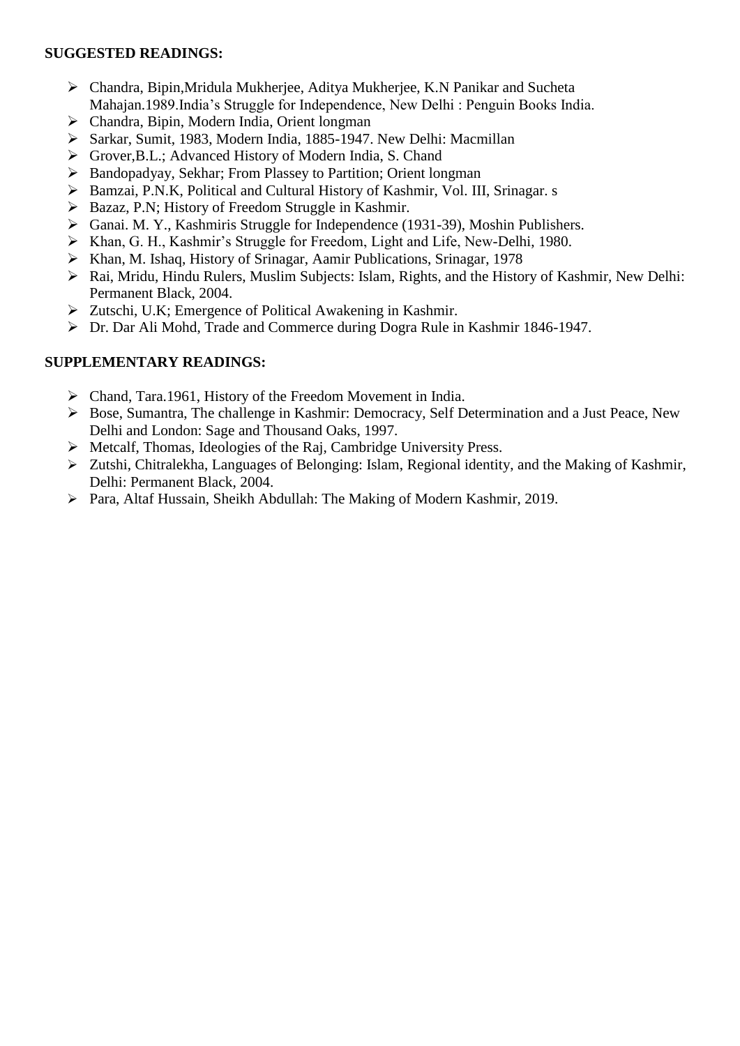**SUGGESTED READINGS:**

- Chandra, Bipin,Mridula Mukherjee, Aditya Mukherjee, K.N Panikar and Sucheta Mahajan.1989.India's Struggle for Independence, New Delhi : Penguin Books India.
- Chandra, Bipin, Modern India, Orient longman
- Sarkar, Sumit, 1983, Modern India, 1885-1947. New Delhi: Macmillan
- Grover,B.L.; Advanced History of Modern India, S. Chand
- Bandopadyay, Sekhar; From Plassey to Partition; Orient longman
- Bamzai, P.N.K, Political and Cultural History of Kashmir, Vol. III, Srinagar. s
- Bazaz, P.N; History of Freedom Struggle in Kashmir.
- Ganai. M. Y., Kashmiris Struggle for Independence (1931-39), Moshin Publishers.
- Khan, G. H., Kashmir's Struggle for Freedom, Light and Life, New-Delhi, 1980.
- Khan, M. Ishaq, History of Srinagar, Aamir Publications, Srinagar, 1978
- Rai, Mridu, Hindu Rulers, Muslim Subjects: Islam, Rights, and the History of Kashmir, New Delhi: Permanent Black, 2004.
- Zutschi, U.K; Emergence of Political Awakening in Kashmir.
- Dr. Dar Ali Mohd, Trade and Commerce during Dogra Rule in Kashmir 1846-1947.

**SUPPLEMENTARY READINGS:**

- Chand, Tara.1961, History of the Freedom Movement in India.
- Bose, Sumantra, The challenge in Kashmir: Democracy, Self Determination and a Just Peace, New Delhi and London: Sage and Thousand Oaks, 1997.
- Metcalf, Thomas, Ideologies of the Raj, Cambridge University Press.
- Zutshi, Chitralekha, Languages of Belonging: Islam, Regional identity, and the Making of Kashmir, Delhi: Permanent Black, 2004.
- Para, Altaf Hussain, Sheikh Abdullah: The Making of Modern Kashmir, 2019.